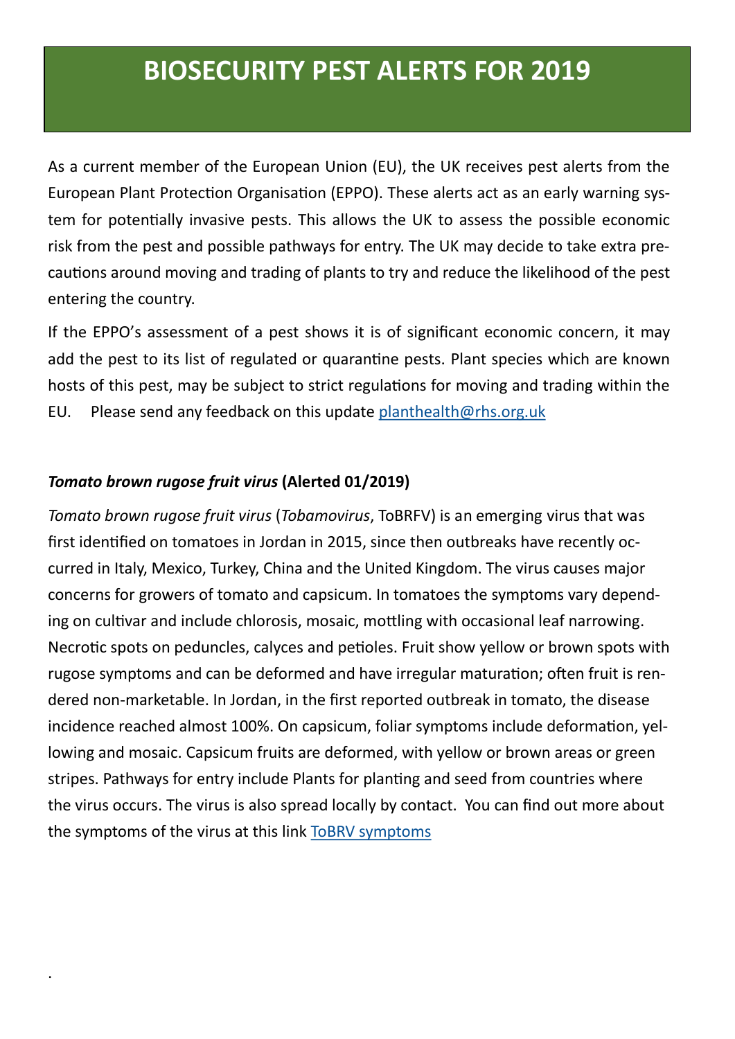# BIOSECURITY PEST ALERTS FOR 2019

As a current member of the European Union (EU), the UK receives pest alerts from the European Plant Protection Organisation (EPPO). These alerts act as an early warning system for potentially invasive pests. This allows the UK to assess the possible economic risk from the pest and possible pathways for entry. The UK may decide to take extra precautions around moving and trading of plants to try and reduce the likelihood of the pest entering the country.

If the EPPO's assessment of a pest shows it is of significant economic concern, it may add the pest to its list of regulated or quarantine pests. Plant species which are known hosts of this pest, may be subject to strict regulations for moving and trading within the EU. Please send any feedback on this update [planthealth@rhs.org.uk](mailto:planthealth@rhs.org.uk)

### *Tomato brown rugose fruit virus* (Alerted 01/2019)

*Tomato brown rugose fruit virus* (*Tobamovirus*, ToBRFV) is an emerging virus that was first identified on tomatoes in Jordan in 2015, since then outbreaks have recently occurred in Italy, Mexico, Turkey, China and the United Kingdom. The virus causes major concerns for growers of tomato and capsicum. In tomatoes the symptoms vary depending on cultivar and include chlorosis, mosaic, mottling with occasional leaf narrowing. Necrotic spots on peduncles, calyces and petioles. Fruit show yellow or brown spots with rugose symptoms and can be deformed and have irregular maturation; often fruit is rendered non-marketable. In Jordan, in the first reported outbreak in tomato, the disease incidence reached almost 100%. On capsicum, foliar symptoms include deformation, yellowing and mosaic. Capsicum fruits are deformed, with yellow or brown areas or green stripes. Pathways for entry include Plants for planting and seed from countries where the virus occurs. The virus is also spread locally by contact. You can find out more about the symptoms of the virus at this link [ToBRV symptoms]()

.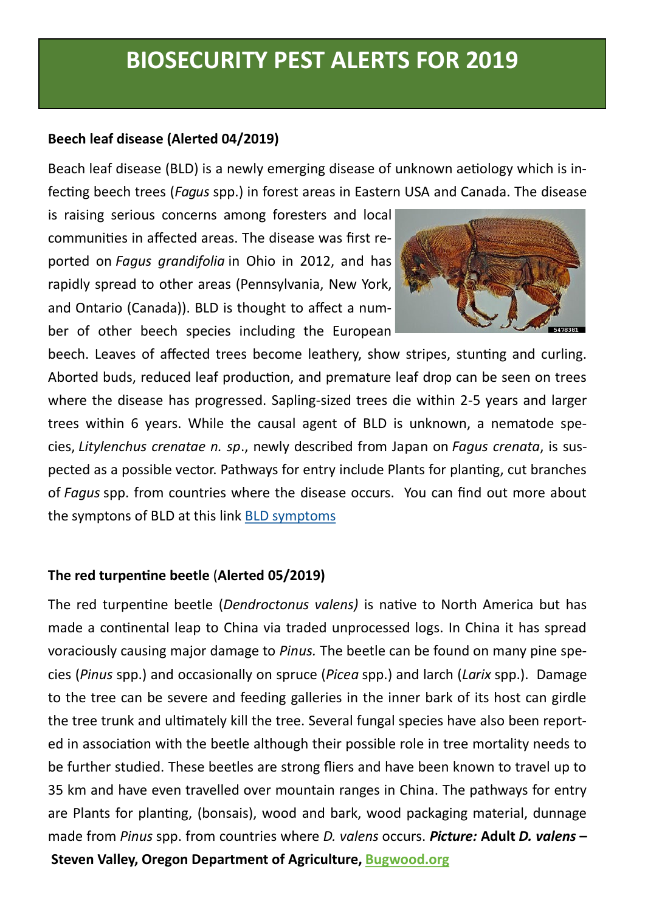# BIOSECURITY PEST ALERTS FOR 2019

**Beech leaf disease (Alerted 04/2019)**

Beach leaf disease (BLD) is a newly emerging disease of unknown aetiology which is infecting beech trees (*Fagus* spp.) in forest areas in Eastern USA and Canada. The disease is raising serious concerns among foresters and local communities in affected areas. The disease was first reported on *Fagus grandifolia* in Ohio in 2012, and has rapidly spread to other areas (Pennsylvania, New York, and Ontario (Canada)). BLD is thought to affect a number of other beech species including the European beech. Leaves of affected trees become leathery, show stripes, stunting and curling. Aborted buds, reduced leaf production, and premature leaf drop can be seen on trees where the disease has progressed. Sapling-sized trees die within 2-5 years and larger trees within 6 years. While the causal agent of BLD is unknown, a nematode species, *Litylenchus crenatae n. sp*., newly described from Japan on *Fagus crenata*, is suspected as a possible vector. Pathways for entry include Plants for planting, cut branches of *Fagus* spp. from countries where the disease occurs. You can find out more about the symptons of BLD at this link BLD symptoms

**The red turpentine beetle (Alerted 05/2019)**

The red turpentine beetle (*Dendroctonus valens)* is native to North America but has made a continental leap to China via traded unprocessed logs. In China it has spread voraciously causing major damage to *Pinus.* The beetle can be found on many pine species (*Pinus* spp.) and occasionally on spruce (*Picea* spp.) and larch (*Larix* spp.). Damage to the tree can be severe and feeding galleries in the inner bark of its host can girdle the tree trunk and ultimately kill the tree. Several fungal species have also been reported in association with the beetle although their possible role in tree mortality needs to be further studied. These beetles are strong fliers and have been known to travel up to 35 km and have even travelled over mountain ranges in China. The pathways for entry are Plants for planting, (bonsais), wood and bark, wood packaging material, dunnage made from *Pinus* spp. from countries where *D. valens* occurs. ***Picture:*** **Adult *D. valens* – Steven Valley, Oregon Department of Agriculture, Bugwood.org**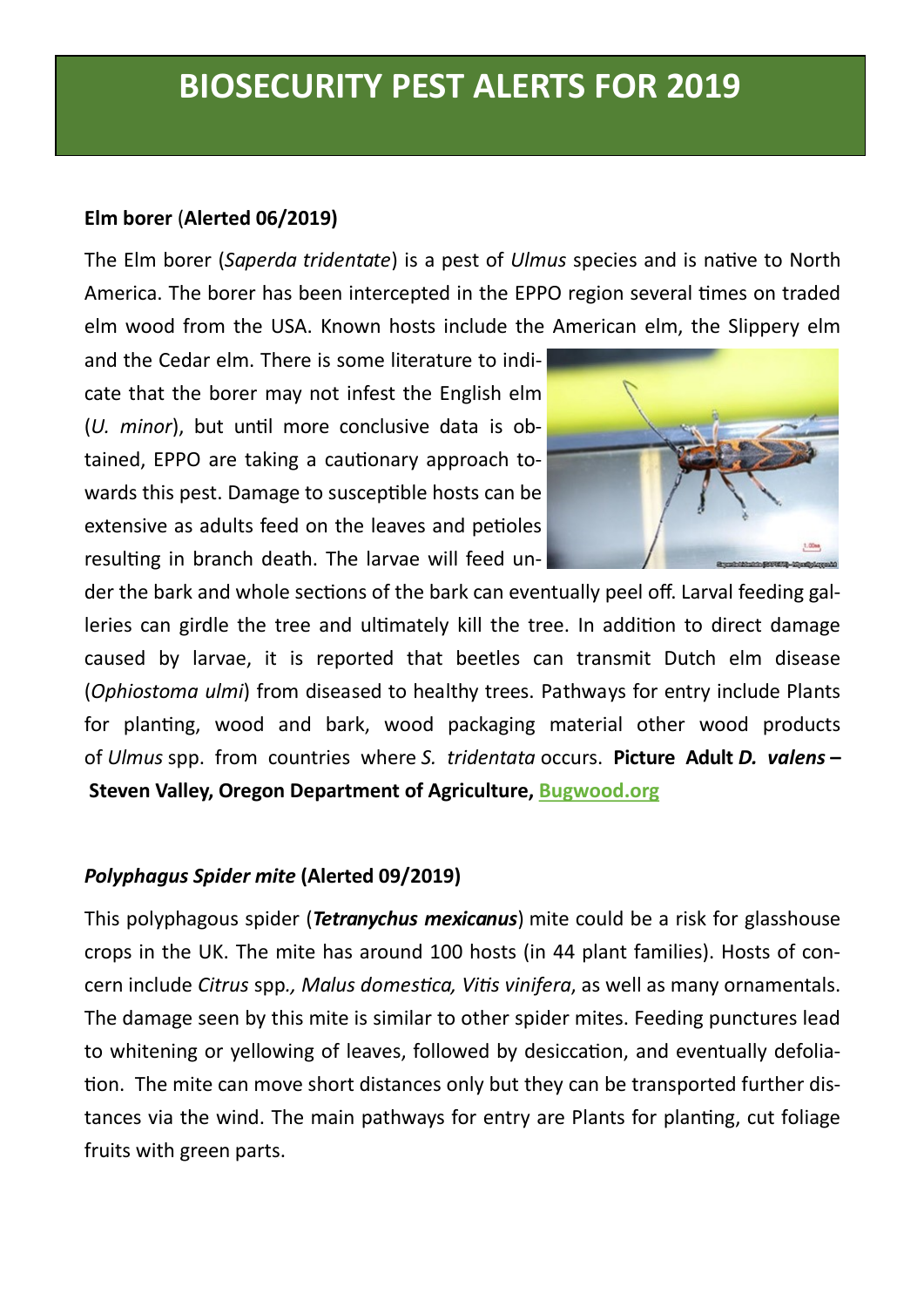# BIOSECURITY PEST ALERTS FOR 2019

**Elm borer** (**Alerted 06/2019)**

The Elm borer (*Saperda tridentate*) is a pest of *Ulmus* species and is native to North America. The borer has been intercepted in the EPPO region several times on traded elm wood from the USA. Known hosts include the American elm, the Slippery elm and the Cedar elm. There is some literature to indicate that the borer may not infest the English elm (*U. minor*), but until more conclusive data is obtained, EPPO are taking a cautionary approach towards this pest. Damage to susceptible hosts can be extensive as adults feed on the leaves and petioles resulting in branch death. The larvae will feed under the bark and whole sections of the bark can eventually peel off. Larval feeding galleries can girdle the tree and ultimately kill the tree. In addition to direct damage caused by larvae, it is reported that beetles can transmit Dutch elm disease (*Ophiostoma ulmi*) from diseased to healthy trees. Pathways for entry include Plants for planting, wood and bark, wood packaging material other wood products of *Ulmus* spp. from countries where *S. tridentata* occurs. **Picture Adult *D. valens* – Steven Valley, Oregon Department of Agriculture, [Bugwood.org](Bugwood.org)**

***Polyphagus Spider mite*** **(Alerted 09/2019)**

This polyphagous spider (***Tetranychus mexicanus***) mite could be a risk for glasshouse crops in the UK. The mite has around 100 hosts (in 44 plant families). Hosts of concern include *Citrus* spp*., Malus domestica, Vitis vinifera*, as well as many ornamentals. The damage seen by this mite is similar to other spider mites. Feeding punctures lead to whitening or yellowing of leaves, followed by desiccation, and eventually defoliation. The mite can move short distances only but they can be transported further distances via the wind. The main pathways for entry are Plants for planting, cut foliage fruits with green parts.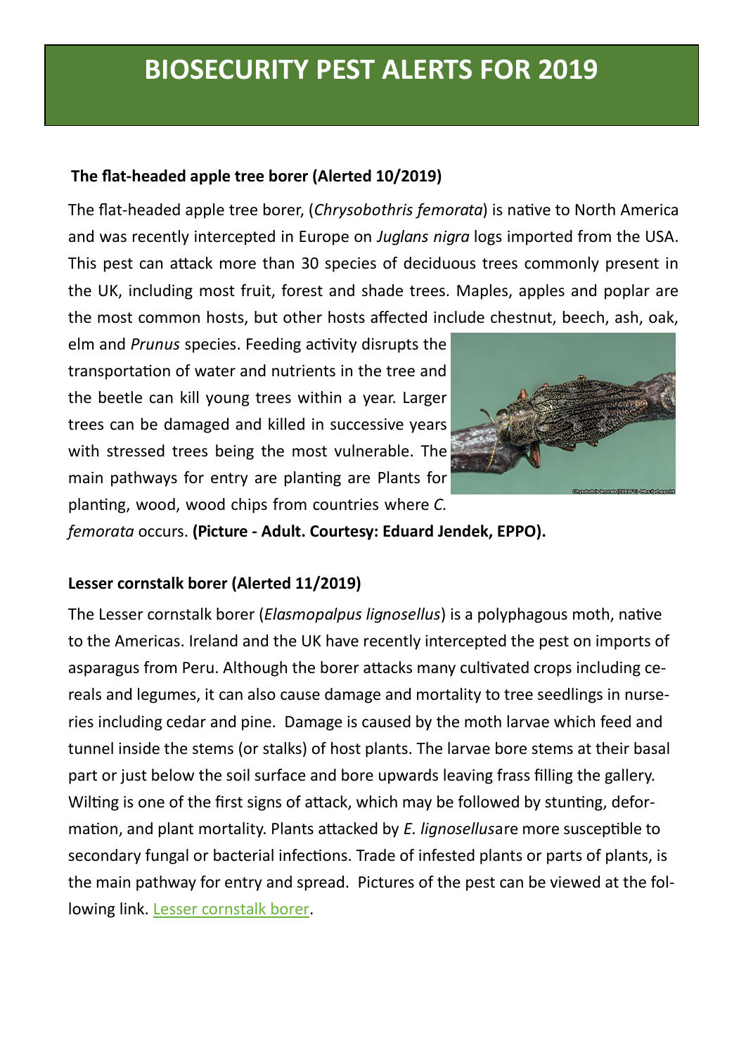# BIOSECURITY PEST ALERTS FOR 2019

**The flat-headed apple tree borer (Alerted 10/2019)**

The flat-headed apple tree borer, (*Chrysobothris femorata*) is native to North America and was recently intercepted in Europe on *Juglans nigra* logs imported from the USA. This pest can attack more than 30 species of deciduous trees commonly present in the UK, including most fruit, forest and shade trees. Maples, apples and poplar are the most common hosts, but other hosts affected include chestnut, beech, ash, oak, elm and *Prunus* species. Feeding activity disrupts the transportation of water and nutrients in the tree and the beetle can kill young trees within a year. Larger trees can be damaged and killed in successive years with stressed trees being the most vulnerable. The main pathways for entry are planting are Plants for planting, wood, wood chips from countries where *C. femorata* occurs. **(Picture - Adult. Courtesy: Eduard Jendek, EPPO).**

**Lesser cornstalk borer (Alerted 11/2019)**

The Lesser cornstalk borer (*Elasmopalpus lignosellus*) is a polyphagous moth, native to the Americas. Ireland and the UK have recently intercepted the pest on imports of asparagus from Peru. Although the borer attacks many cultivated crops including cereals and legumes, it can also cause damage and mortality to tree seedlings in nurseries including cedar and pine. Damage is caused by the moth larvae which feed and tunnel inside the stems (or stalks) of host plants. The larvae bore stems at their basal part or just below the soil surface and bore upwards leaving frass filling the gallery. Wilting is one of the first signs of attack, which may be followed by stunting, deformation, and plant mortality. Plants attacked by *E. lignosellus*are more susceptible to secondary fungal or bacterial infections. Trade of infested plants or parts of plants, is the main pathway for entry and spread. Pictures of the pest can be viewed at the following link. Lesser cornstalk borer.